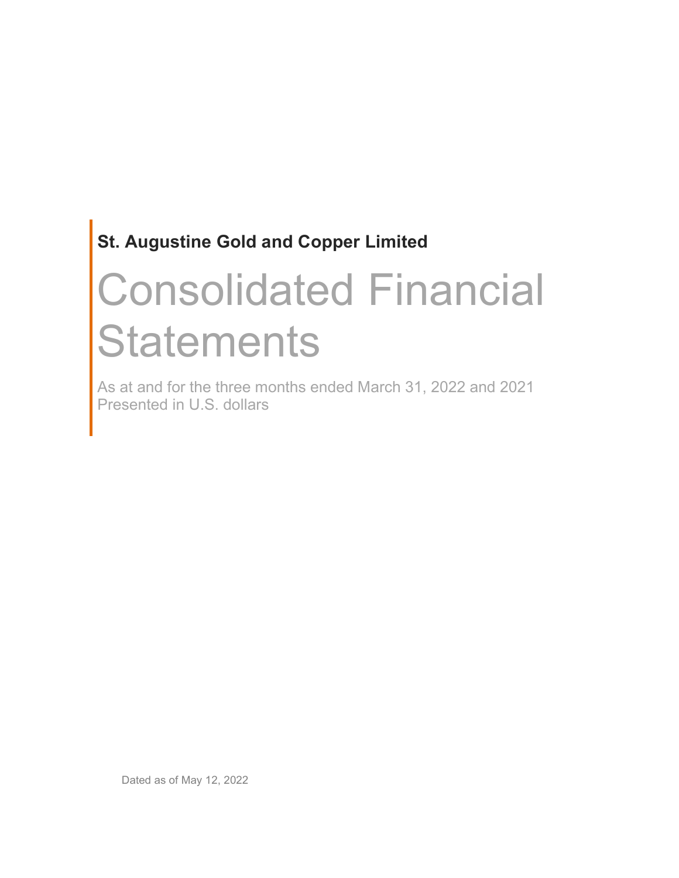**St. Augustine Gold and Copper Limited**

# Consolidated Financial Statements

As at and for the three months ended March 31, 2022 and 2021
Presented in U.S. dollars

Dated as of May 12, 2022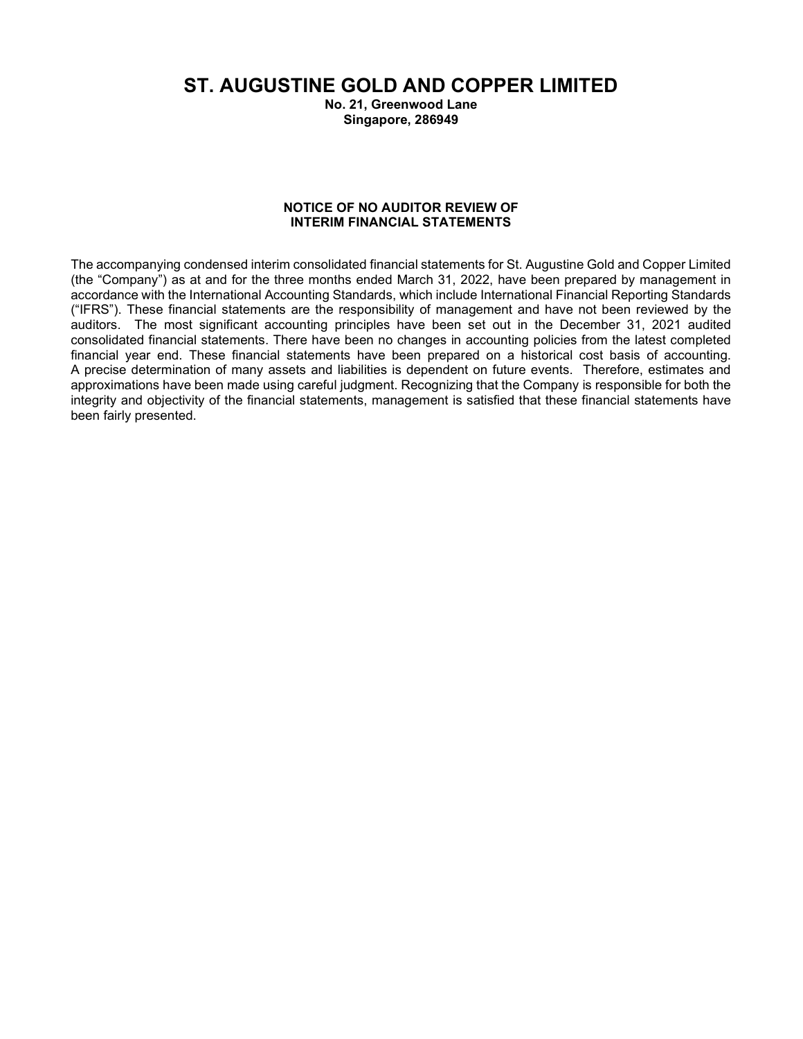# ST. AUGUSTINE GOLD AND COPPER LIMITED

**No. 21, Greenwood Lane**
**Singapore, 286949**

**NOTICE OF NO AUDITOR REVIEW OF INTERIM FINANCIAL STATEMENTS**

The accompanying condensed interim consolidated financial statements for St. Augustine Gold and Copper Limited (the "Company") as at and for the three months ended March 31, 2022, have been prepared by management in accordance with the International Accounting Standards, which include International Financial Reporting Standards ("IFRS"). These financial statements are the responsibility of management and have not been reviewed by the auditors. The most significant accounting principles have been set out in the December 31, 2021 audited consolidated financial statements. There have been no changes in accounting policies from the latest completed financial year end. These financial statements have been prepared on a historical cost basis of accounting. A precise determination of many assets and liabilities is dependent on future events. Therefore, estimates and approximations have been made using careful judgment. Recognizing that the Company is responsible for both the integrity and objectivity of the financial statements, management is satisfied that these financial statements have been fairly presented.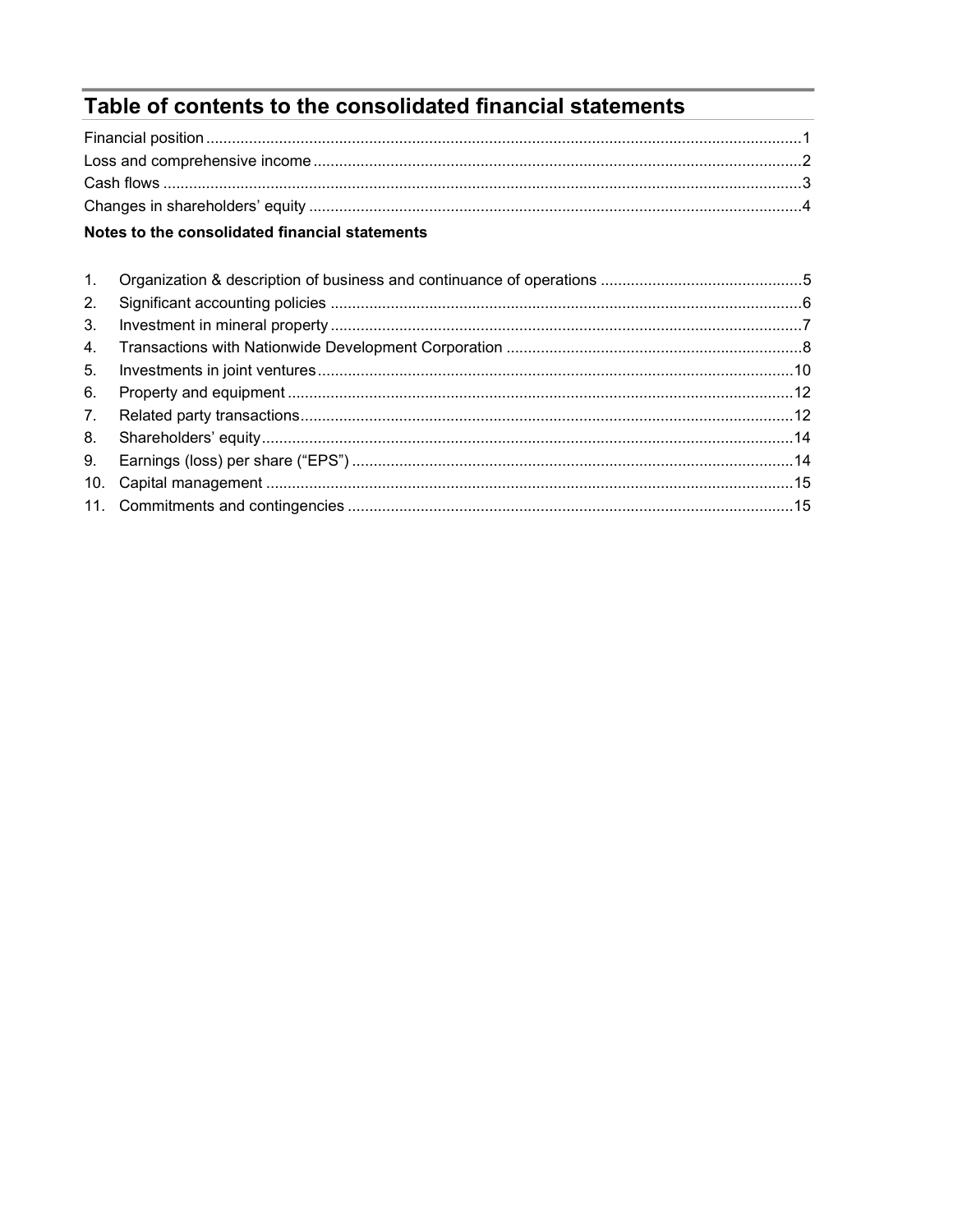# Table of contents to the consolidated financial statements

| | |
|---|---|
| Financial position | 1 |
| Loss and comprehensive income | 2 |
| Cash flows | 3 |
| Changes in shareholders' equity | 4 |

**Notes to the consolidated financial statements**

| | | |
|---|---|---|
| 1. | Organization & description of business and continuance of operations | 5 |
| 2. | Significant accounting policies | 6 |
| 3. | Investment in mineral property | 7 |
| 4. | Transactions with Nationwide Development Corporation | 8 |
| 5. | Investments in joint ventures | 10 |
| 6. | Property and equipment | 12 |
| 7. | Related party transactions | 12 |
| 8. | Shareholders' equity | 14 |
| 9. | Earnings (loss) per share ("EPS") | 14 |
| 10. | Capital management | 15 |
| 11. | Commitments and contingencies | 15 |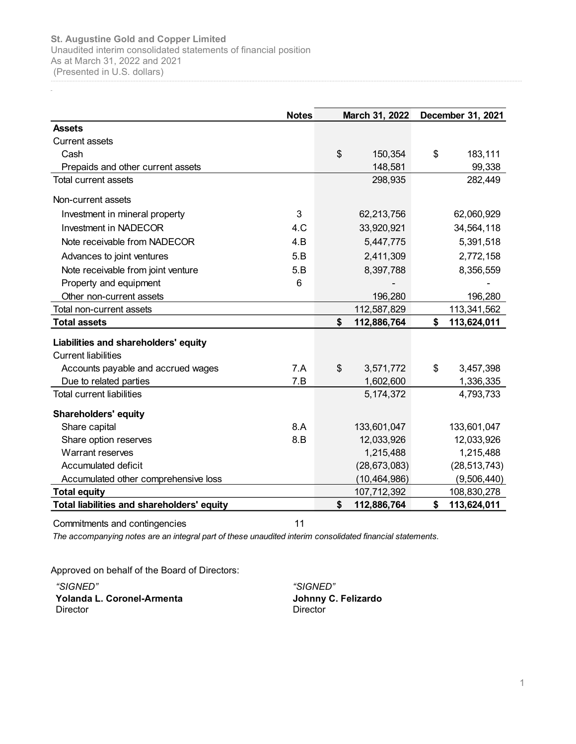**St. Augustine Gold and Copper Limited**
Unaudited interim consolidated statements of financial position
As at March 31, 2022 and 2021
(Presented in U.S. dollars)

| | Notes | March 31, 2022 | December 31, 2021 |
|---|---|---|---|
| **Assets** | | | |
| Current assets | | | |
| Cash | | $ 150,354 | $ 183,111 |
| Prepaids and other current assets | | 148,581 | 99,338 |
| Total current assets | | 298,935 | 282,449 |
| Non-current assets | | | |
| Investment in mineral property | 3 | 62,213,756 | 62,060,929 |
| Investment in NADECOR | 4.C | 33,920,921 | 34,564,118 |
| Note receivable from NADECOR | 4.B | 5,447,775 | 5,391,518 |
| Advances to joint ventures | 5.B | 2,411,309 | 2,772,158 |
| Note receivable from joint venture | 5.B | 8,397,788 | 8,356,559 |
| Property and equipment | 6 | - | - |
| Other non-current assets | | 196,280 | 196,280 |
| Total non-current assets | | 112,587,829 | 113,341,562 |
| **Total assets** | | **$ 112,886,764** | **$ 113,624,011** |
| **Liabilities and shareholders' equity** | | | |
| Current liabilities | | | |
| Accounts payable and accrued wages | 7.A | $ 3,571,772 | $ 3,457,398 |
| Due to related parties | 7.B | 1,602,600 | 1,336,335 |
| Total current liabilities | | 5,174,372 | 4,793,733 |
| **Shareholders' equity** | | | |
| Share capital | 8.A | 133,601,047 | 133,601,047 |
| Share option reserves | 8.B | 12,033,926 | 12,033,926 |
| Warrant reserves | | 1,215,488 | 1,215,488 |
| Accumulated deficit | | (28,673,083) | (28,513,743) |
| Accumulated other comprehensive loss | | (10,464,986) | (9,506,440) |
| **Total equity** | | 107,712,392 | 108,830,278 |
| **Total liabilities and shareholders' equity** | | **$ 112,886,764** | **$ 113,624,011** |

Commitments and contingencies 11

*The accompanying notes are an integral part of these unaudited interim consolidated financial statements.*

Approved on behalf of the Board of Directors:

*"SIGNED"*
**Yolanda L. Coronel-Armenta**
Director

*"SIGNED"*
**Johnny C. Felizardo**
Director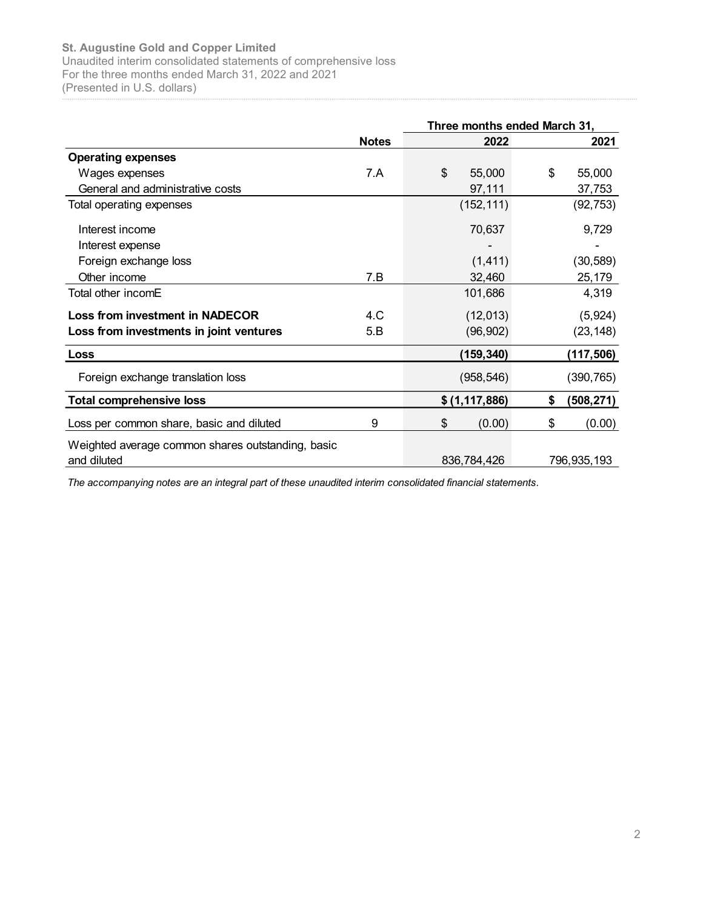**St. Augustine Gold and Copper Limited**
Unaudited interim consolidated statements of comprehensive loss
For the three months ended March 31, 2022 and 2021
(Presented in U.S. dollars)

| | Notes | Three months ended March 31, 2022 | 2021 |
|---|---|---|---|
| **Operating expenses** | | | |
| Wages expenses | 7.A | $ 55,000 | $ 55,000 |
| General and administrative costs | | 97,111 | 37,753 |
| Total operating expenses | | (152,111) | (92,753) |
| Interest income | | 70,637 | 9,729 |
| Interest expense | | - | - |
| Foreign exchange loss | | (1,411) | (30,589) |
| Other income | 7.B | 32,460 | 25,179 |
| Total other incomE | | 101,686 | 4,319 |
| **Loss from investment in NADECOR** | 4.C | (12,013) | (5,924) |
| **Loss from investments in joint ventures** | 5.B | (96,902) | (23,148) |
| **Loss** | | **(159,340)** | **(117,506)** |
| Foreign exchange translation loss | | (958,546) | (390,765) |
| **Total comprehensive loss** | | **$ (1,117,886)** | **$ (508,271)** |
| Loss per common share, basic and diluted | 9 | $ (0.00) | $ (0.00) |
| Weighted average common shares outstanding, basic and diluted | | 836,784,426 | 796,935,193 |

*The accompanying notes are an integral part of these unaudited interim consolidated financial statements.*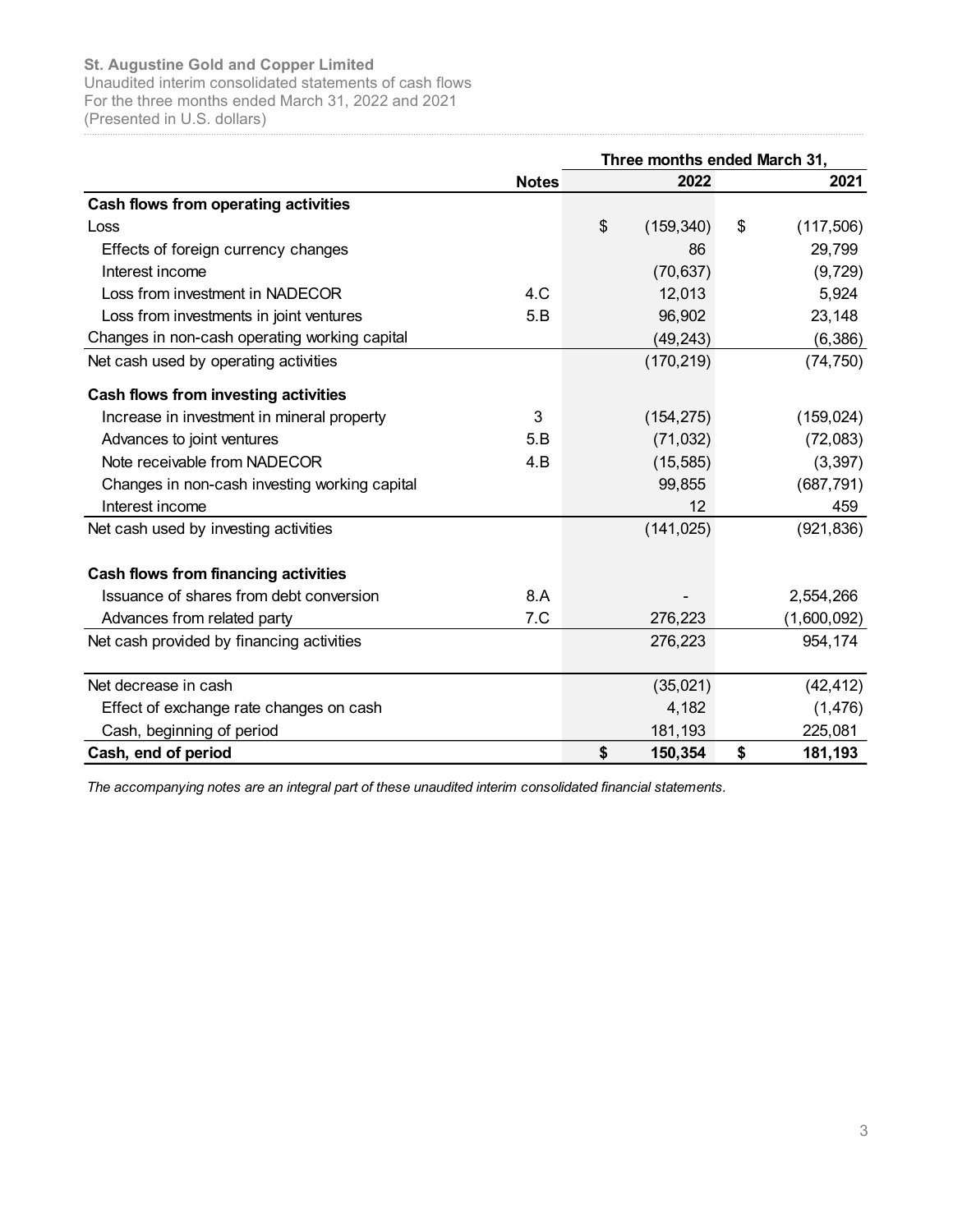**St. Augustine Gold and Copper Limited**
Unaudited interim consolidated statements of cash flows
For the three months ended March 31, 2022 and 2021
(Presented in U.S. dollars)

| | Notes | Three months ended March 31, 2022 | 2021 |
|---|---|---|---|
| **Cash flows from operating activities** | | | |
| Loss | | $ (159,340) | $ (117,506) |
| Effects of foreign currency changes | | 86 | 29,799 |
| Interest income | | (70,637) | (9,729) |
| Loss from investment in NADECOR | 4.C | 12,013 | 5,924 |
| Loss from investments in joint ventures | 5.B | 96,902 | 23,148 |
| Changes in non-cash operating working capital | | (49,243) | (6,386) |
| Net cash used by operating activities | | (170,219) | (74,750) |
| **Cash flows from investing activities** | | | |
| Increase in investment in mineral property | 3 | (154,275) | (159,024) |
| Advances to joint ventures | 5.B | (71,032) | (72,083) |
| Note receivable from NADECOR | 4.B | (15,585) | (3,397) |
| Changes in non-cash investing working capital | | 99,855 | (687,791) |
| Interest income | | 12 | 459 |
| Net cash used by investing activities | | (141,025) | (921,836) |
| **Cash flows from financing activities** | | | |
| Issuance of shares from debt conversion | 8.A | - | 2,554,266 |
| Advances from related party | 7.C | 276,223 | (1,600,092) |
| Net cash provided by financing activities | | 276,223 | 954,174 |
| Net decrease in cash | | (35,021) | (42,412) |
| Effect of exchange rate changes on cash | | 4,182 | (1,476) |
| Cash, beginning of period | | 181,193 | 225,081 |
| **Cash, end of period** | | **$ 150,354** | **$ 181,193** |

*The accompanying notes are an integral part of these unaudited interim consolidated financial statements.*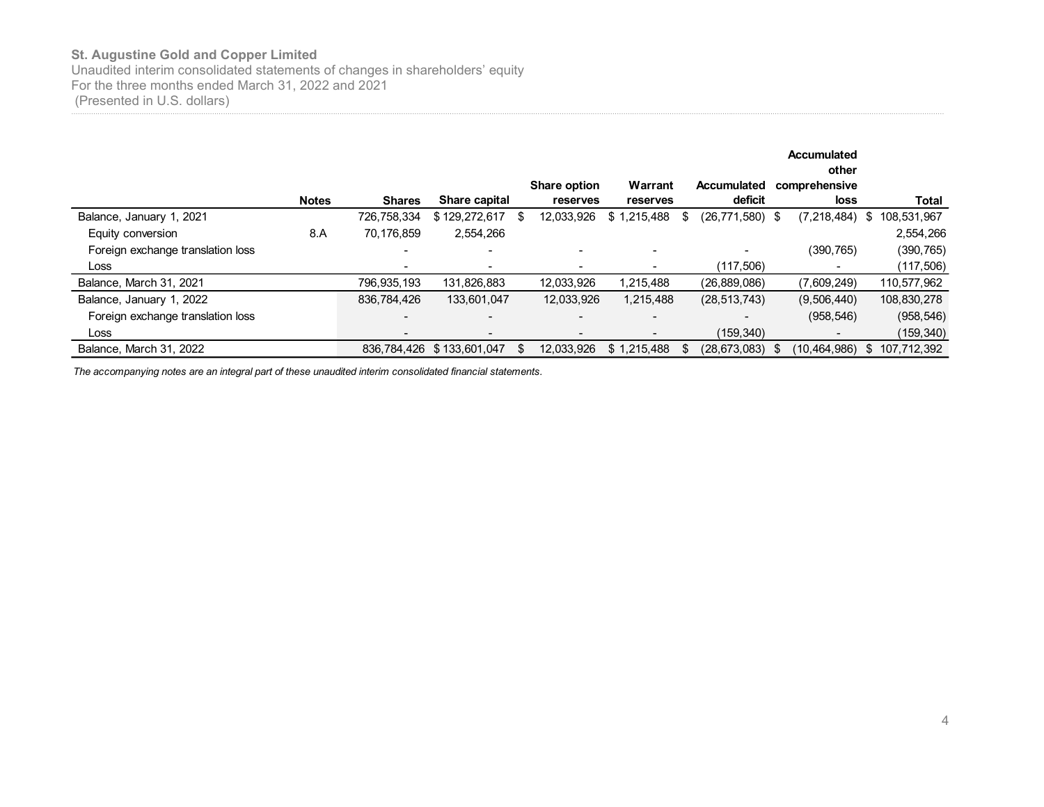**St. Augustine Gold and Copper Limited**

Unaudited interim consolidated statements of changes in shareholders' equity
For the three months ended March 31, 2022 and 2021
(Presented in U.S. dollars)

| | Notes | Shares | Share capital | Share option reserves | Warrant reserves | Accumulated deficit | Accumulated other comprehensive loss | Total |
|---|---|---|---|---|---|---|---|---|
| Balance, January 1, 2021 | | 726,758,334 | $ 129,272,617 | $ 12,033,926 | $ 1,215,488 | $ (26,771,580) | $ (7,218,484) | $ 108,531,967 |
| Equity conversion | 8.A | 70,176,859 | 2,554,266 | | | | | 2,554,266 |
| Foreign exchange translation loss | | - | - | - | - | - | (390,765) | (390,765) |
| Loss | | - | - | - | - | (117,506) | - | (117,506) |
| Balance, March 31, 2021 | | 796,935,193 | 131,826,883 | 12,033,926 | 1,215,488 | (26,889,086) | (7,609,249) | 110,577,962 |
| Balance, January 1, 2022 | | 836,784,426 | 133,601,047 | 12,033,926 | 1,215,488 | (28,513,743) | (9,506,440) | 108,830,278 |
| Foreign exchange translation loss | | - | - | - | - | - | (958,546) | (958,546) |
| Loss | | - | - | - | - | (159,340) | - | (159,340) |
| Balance, March 31, 2022 | | 836,784,426 | $ 133,601,047 | $ 12,033,926 | $ 1,215,488 | $ (28,673,083) | $ (10,464,986) | $ 107,712,392 |

*The accompanying notes are an integral part of these unaudited interim consolidated financial statements.*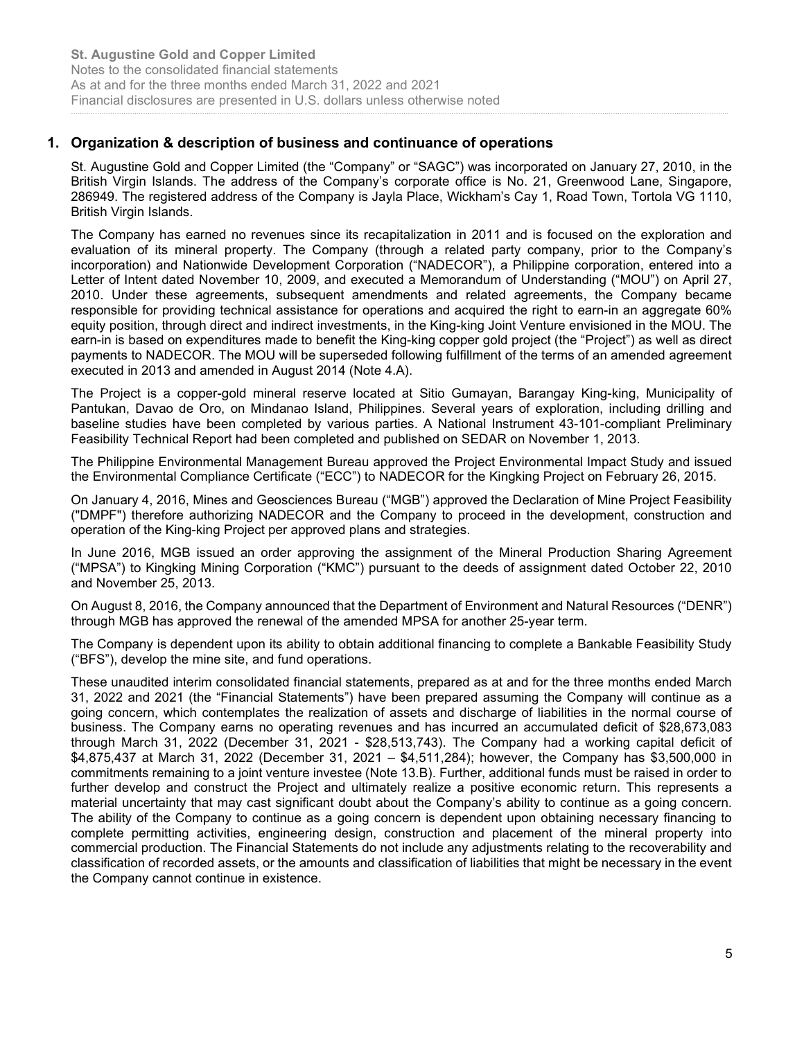## 1. Organization & description of business and continuance of operations

St. Augustine Gold and Copper Limited (the "Company" or "SAGC") was incorporated on January 27, 2010, in the British Virgin Islands. The address of the Company's corporate office is No. 21, Greenwood Lane, Singapore, 286949. The registered address of the Company is Jayla Place, Wickham's Cay 1, Road Town, Tortola VG 1110, British Virgin Islands.

The Company has earned no revenues since its recapitalization in 2011 and is focused on the exploration and evaluation of its mineral property. The Company (through a related party company, prior to the Company's incorporation) and Nationwide Development Corporation ("NADECOR"), a Philippine corporation, entered into a Letter of Intent dated November 10, 2009, and executed a Memorandum of Understanding ("MOU") on April 27, 2010. Under these agreements, subsequent amendments and related agreements, the Company became responsible for providing technical assistance for operations and acquired the right to earn-in an aggregate 60% equity position, through direct and indirect investments, in the King-king Joint Venture envisioned in the MOU. The earn-in is based on expenditures made to benefit the King-king copper gold project (the "Project") as well as direct payments to NADECOR. The MOU will be superseded following fulfillment of the terms of an amended agreement executed in 2013 and amended in August 2014 (Note 4.A).

The Project is a copper-gold mineral reserve located at Sitio Gumayan, Barangay King-king, Municipality of Pantukan, Davao de Oro, on Mindanao Island, Philippines. Several years of exploration, including drilling and baseline studies have been completed by various parties. A National Instrument 43-101-compliant Preliminary Feasibility Technical Report had been completed and published on SEDAR on November 1, 2013.

The Philippine Environmental Management Bureau approved the Project Environmental Impact Study and issued the Environmental Compliance Certificate ("ECC") to NADECOR for the Kingking Project on February 26, 2015.

On January 4, 2016, Mines and Geosciences Bureau ("MGB") approved the Declaration of Mine Project Feasibility ("DMPF") therefore authorizing NADECOR and the Company to proceed in the development, construction and operation of the King-king Project per approved plans and strategies.

In June 2016, MGB issued an order approving the assignment of the Mineral Production Sharing Agreement ("MPSA") to Kingking Mining Corporation ("KMC") pursuant to the deeds of assignment dated October 22, 2010 and November 25, 2013.

On August 8, 2016, the Company announced that the Department of Environment and Natural Resources ("DENR") through MGB has approved the renewal of the amended MPSA for another 25-year term.

The Company is dependent upon its ability to obtain additional financing to complete a Bankable Feasibility Study ("BFS"), develop the mine site, and fund operations.

These unaudited interim consolidated financial statements, prepared as at and for the three months ended March 31, 2022 and 2021 (the "Financial Statements") have been prepared assuming the Company will continue as a going concern, which contemplates the realization of assets and discharge of liabilities in the normal course of business. The Company earns no operating revenues and has incurred an accumulated deficit of $28,673,083 through March 31, 2022 (December 31, 2021 - $28,513,743). The Company had a working capital deficit of $4,875,437 at March 31, 2022 (December 31, 2021 – $4,511,284); however, the Company has $3,500,000 in commitments remaining to a joint venture investee (Note 13.B). Further, additional funds must be raised in order to further develop and construct the Project and ultimately realize a positive economic return. This represents a material uncertainty that may cast significant doubt about the Company's ability to continue as a going concern. The ability of the Company to continue as a going concern is dependent upon obtaining necessary financing to complete permitting activities, engineering design, construction and placement of the mineral property into commercial production. The Financial Statements do not include any adjustments relating to the recoverability and classification of recorded assets, or the amounts and classification of liabilities that might be necessary in the event the Company cannot continue in existence.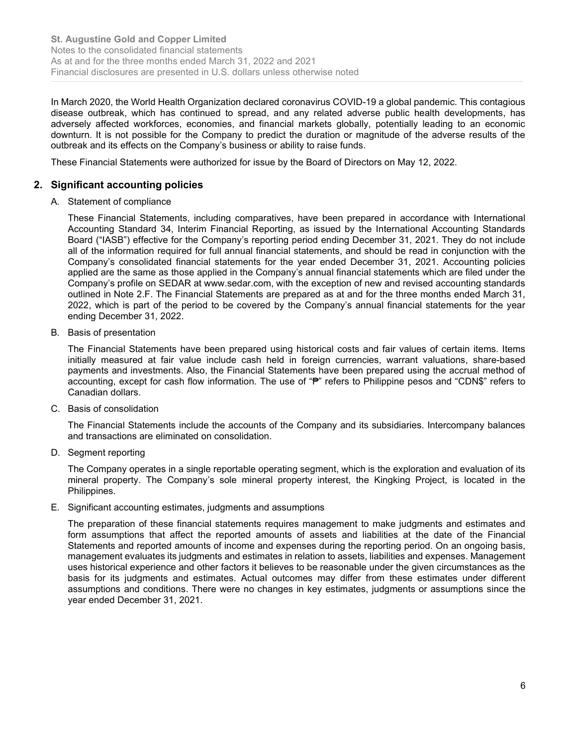In March 2020, the World Health Organization declared coronavirus COVID-19 a global pandemic. This contagious disease outbreak, which has continued to spread, and any related adverse public health developments, has adversely affected workforces, economies, and financial markets globally, potentially leading to an economic downturn. It is not possible for the Company to predict the duration or magnitude of the adverse results of the outbreak and its effects on the Company's business or ability to raise funds.

These Financial Statements were authorized for issue by the Board of Directors on May 12, 2022.

## 2. Significant accounting policies

A. Statement of compliance

These Financial Statements, including comparatives, have been prepared in accordance with International Accounting Standard 34, Interim Financial Reporting, as issued by the International Accounting Standards Board ("IASB") effective for the Company's reporting period ending December 31, 2021. They do not include all of the information required for full annual financial statements, and should be read in conjunction with the Company's consolidated financial statements for the year ended December 31, 2021. Accounting policies applied are the same as those applied in the Company's annual financial statements which are filed under the Company's profile on SEDAR at www.sedar.com, with the exception of new and revised accounting standards outlined in Note 2.F. The Financial Statements are prepared as at and for the three months ended March 31, 2022, which is part of the period to be covered by the Company's annual financial statements for the year ending December 31, 2022.

B. Basis of presentation

The Financial Statements have been prepared using historical costs and fair values of certain items. Items initially measured at fair value include cash held in foreign currencies, warrant valuations, share-based payments and investments. Also, the Financial Statements have been prepared using the accrual method of accounting, except for cash flow information. The use of "₱" refers to Philippine pesos and "CDN$" refers to Canadian dollars.

C. Basis of consolidation

The Financial Statements include the accounts of the Company and its subsidiaries. Intercompany balances and transactions are eliminated on consolidation.

D. Segment reporting

The Company operates in a single reportable operating segment, which is the exploration and evaluation of its mineral property. The Company's sole mineral property interest, the Kingking Project, is located in the Philippines.

E. Significant accounting estimates, judgments and assumptions

The preparation of these financial statements requires management to make judgments and estimates and form assumptions that affect the reported amounts of assets and liabilities at the date of the Financial Statements and reported amounts of income and expenses during the reporting period. On an ongoing basis, management evaluates its judgments and estimates in relation to assets, liabilities and expenses. Management uses historical experience and other factors it believes to be reasonable under the given circumstances as the basis for its judgments and estimates. Actual outcomes may differ from these estimates under different assumptions and conditions. There were no changes in key estimates, judgments or assumptions since the year ended December 31, 2021.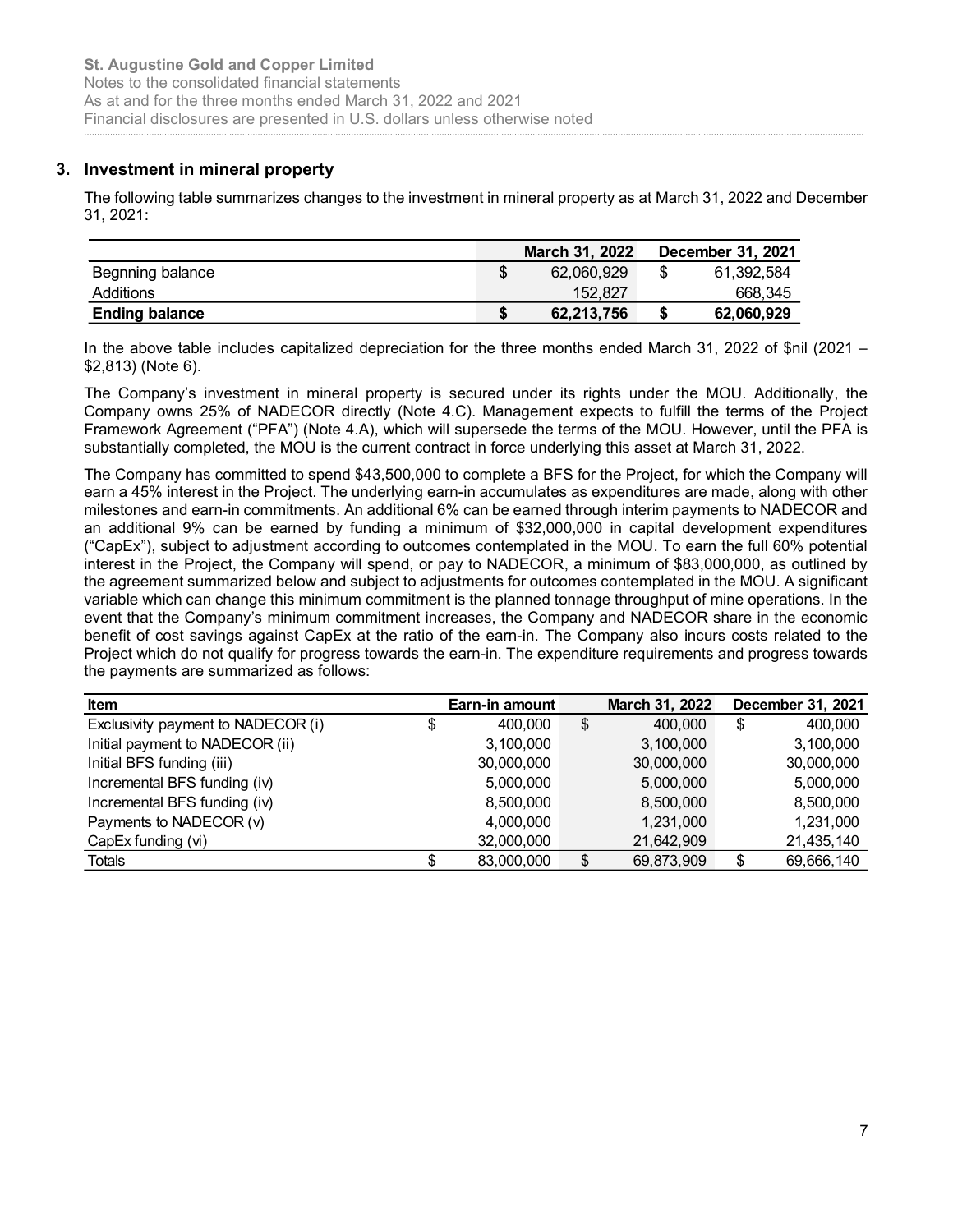## 3. Investment in mineral property

The following table summarizes changes to the investment in mineral property as at March 31, 2022 and December 31, 2021:

| | March 31, 2022 | December 31, 2021 |
|---|---|---|
| Begnning balance | $ 62,060,929 | $ 61,392,584 |
| Additions | 152,827 | 668,345 |
| **Ending balance** | **$ 62,213,756** | **$ 62,060,929** |

In the above table includes capitalized depreciation for the three months ended March 31, 2022 of $nil (2021 – $2,813) (Note 6).

The Company's investment in mineral property is secured under its rights under the MOU. Additionally, the Company owns 25% of NADECOR directly (Note 4.C). Management expects to fulfill the terms of the Project Framework Agreement ("PFA") (Note 4.A), which will supersede the terms of the MOU. However, until the PFA is substantially completed, the MOU is the current contract in force underlying this asset at March 31, 2022.

The Company has committed to spend $43,500,000 to complete a BFS for the Project, for which the Company will earn a 45% interest in the Project. The underlying earn-in accumulates as expenditures are made, along with other milestones and earn-in commitments. An additional 6% can be earned through interim payments to NADECOR and an additional 9% can be earned by funding a minimum of $32,000,000 in capital development expenditures ("CapEx"), subject to adjustment according to outcomes contemplated in the MOU. To earn the full 60% potential interest in the Project, the Company will spend, or pay to NADECOR, a minimum of $83,000,000, as outlined by the agreement summarized below and subject to adjustments for outcomes contemplated in the MOU. A significant variable which can change this minimum commitment is the planned tonnage throughput of mine operations. In the event that the Company's minimum commitment increases, the Company and NADECOR share in the economic benefit of cost savings against CapEx at the ratio of the earn-in. The Company also incurs costs related to the Project which do not qualify for progress towards the earn-in. The expenditure requirements and progress towards the payments are summarized as follows:

| Item | Earn-in amount | March 31, 2022 | December 31, 2021 |
|---|---|---|---|
| Exclusivity payment to NADECOR (i) | $ 400,000 | $ 400,000 | $ 400,000 |
| Initial payment to NADECOR (ii) | 3,100,000 | 3,100,000 | 3,100,000 |
| Initial BFS funding (iii) | 30,000,000 | 30,000,000 | 30,000,000 |
| Incremental BFS funding (iv) | 5,000,000 | 5,000,000 | 5,000,000 |
| Incremental BFS funding (iv) | 8,500,000 | 8,500,000 | 8,500,000 |
| Payments to NADECOR (v) | 4,000,000 | 1,231,000 | 1,231,000 |
| CapEx funding (vi) | 32,000,000 | 21,642,909 | 21,435,140 |
| Totals | $ 83,000,000 | $ 69,873,909 | $ 69,666,140 |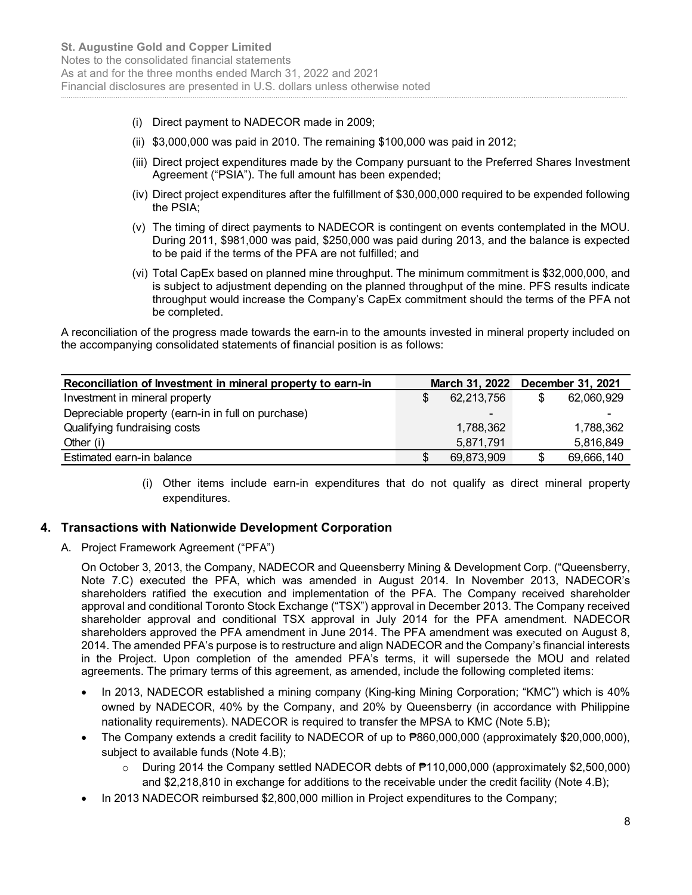(i) Direct payment to NADECOR made in 2009;

(ii) $3,000,000 was paid in 2010. The remaining $100,000 was paid in 2012;

(iii) Direct project expenditures made by the Company pursuant to the Preferred Shares Investment Agreement ("PSIA"). The full amount has been expended;

(iv) Direct project expenditures after the fulfillment of $30,000,000 required to be expended following the PSIA;

(v) The timing of direct payments to NADECOR is contingent on events contemplated in the MOU. During 2011, $981,000 was paid, $250,000 was paid during 2013, and the balance is expected to be paid if the terms of the PFA are not fulfilled; and

(vi) Total CapEx based on planned mine throughput. The minimum commitment is $32,000,000, and is subject to adjustment depending on the planned throughput of the mine. PFS results indicate throughput would increase the Company's CapEx commitment should the terms of the PFA not be completed.

A reconciliation of the progress made towards the earn-in to the amounts invested in mineral property included on the accompanying consolidated statements of financial position is as follows:

| Reconciliation of Investment in mineral property to earn-in | March 31, 2022 | December 31, 2021 |
|---|---|---|
| Investment in mineral property | $ 62,213,756 | $ 62,060,929 |
| Depreciable property (earn-in in full on purchase) | - | - |
| Qualifying fundraising costs | 1,788,362 | 1,788,362 |
| Other (i) | 5,871,791 | 5,816,849 |
| Estimated earn-in balance | $ 69,873,909 | $ 69,666,140 |

(i) Other items include earn-in expenditures that do not qualify as direct mineral property expenditures.

## 4. Transactions with Nationwide Development Corporation

A. Project Framework Agreement ("PFA")

On October 3, 2013, the Company, NADECOR and Queensberry Mining & Development Corp. ("Queensberry, Note 7.C) executed the PFA, which was amended in August 2014. In November 2013, NADECOR's shareholders ratified the execution and implementation of the PFA. The Company received shareholder approval and conditional Toronto Stock Exchange ("TSX") approval in December 2013. The Company received shareholder approval and conditional TSX approval in July 2014 for the PFA amendment. NADECOR shareholders approved the PFA amendment in June 2014. The PFA amendment was executed on August 8, 2014. The amended PFA's purpose is to restructure and align NADECOR and the Company's financial interests in the Project. Upon completion of the amended PFA's terms, it will supersede the MOU and related agreements. The primary terms of this agreement, as amended, include the following completed items:

- In 2013, NADECOR established a mining company (King-king Mining Corporation; "KMC") which is 40% owned by NADECOR, 40% by the Company, and 20% by Queensberry (in accordance with Philippine nationality requirements). NADECOR is required to transfer the MPSA to KMC (Note 5.B);
- The Company extends a credit facility to NADECOR of up to ₱860,000,000 (approximately $20,000,000), subject to available funds (Note 4.B);
  - During 2014 the Company settled NADECOR debts of ₱110,000,000 (approximately $2,500,000) and $2,218,810 in exchange for additions to the receivable under the credit facility (Note 4.B);
- In 2013 NADECOR reimbursed $2,800,000 million in Project expenditures to the Company;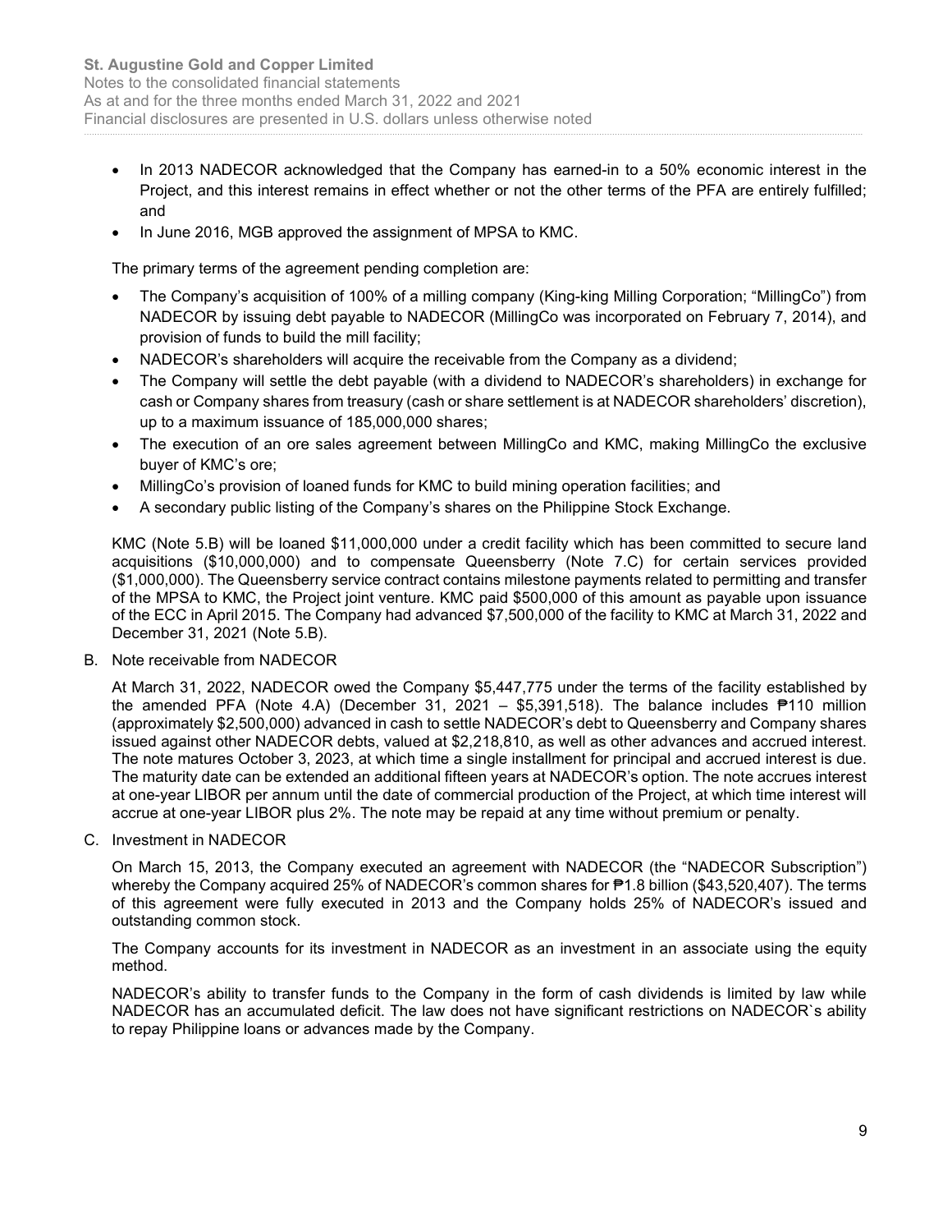- In 2013 NADECOR acknowledged that the Company has earned-in to a 50% economic interest in the Project, and this interest remains in effect whether or not the other terms of the PFA are entirely fulfilled; and
- In June 2016, MGB approved the assignment of MPSA to KMC.

The primary terms of the agreement pending completion are:

- The Company's acquisition of 100% of a milling company (King-king Milling Corporation; "MillingCo") from NADECOR by issuing debt payable to NADECOR (MillingCo was incorporated on February 7, 2014), and provision of funds to build the mill facility;
- NADECOR's shareholders will acquire the receivable from the Company as a dividend;
- The Company will settle the debt payable (with a dividend to NADECOR's shareholders) in exchange for cash or Company shares from treasury (cash or share settlement is at NADECOR shareholders' discretion), up to a maximum issuance of 185,000,000 shares;
- The execution of an ore sales agreement between MillingCo and KMC, making MillingCo the exclusive buyer of KMC's ore;
- MillingCo's provision of loaned funds for KMC to build mining operation facilities; and
- A secondary public listing of the Company's shares on the Philippine Stock Exchange.

KMC (Note 5.B) will be loaned $11,000,000 under a credit facility which has been committed to secure land acquisitions ($10,000,000) and to compensate Queensberry (Note 7.C) for certain services provided ($1,000,000). The Queensberry service contract contains milestone payments related to permitting and transfer of the MPSA to KMC, the Project joint venture. KMC paid $500,000 of this amount as payable upon issuance of the ECC in April 2015. The Company had advanced $7,500,000 of the facility to KMC at March 31, 2022 and December 31, 2021 (Note 5.B).

B. Note receivable from NADECOR

At March 31, 2022, NADECOR owed the Company $5,447,775 under the terms of the facility established by the amended PFA (Note 4.A) (December 31, 2021 – $5,391,518). The balance includes ₱110 million (approximately $2,500,000) advanced in cash to settle NADECOR's debt to Queensberry and Company shares issued against other NADECOR debts, valued at $2,218,810, as well as other advances and accrued interest. The note matures October 3, 2023, at which time a single installment for principal and accrued interest is due. The maturity date can be extended an additional fifteen years at NADECOR's option. The note accrues interest at one-year LIBOR per annum until the date of commercial production of the Project, at which time interest will accrue at one-year LIBOR plus 2%. The note may be repaid at any time without premium or penalty.

C. Investment in NADECOR

On March 15, 2013, the Company executed an agreement with NADECOR (the "NADECOR Subscription") whereby the Company acquired 25% of NADECOR's common shares for ₱1.8 billion ($43,520,407). The terms of this agreement were fully executed in 2013 and the Company holds 25% of NADECOR's issued and outstanding common stock.

The Company accounts for its investment in NADECOR as an investment in an associate using the equity method.

NADECOR's ability to transfer funds to the Company in the form of cash dividends is limited by law while NADECOR has an accumulated deficit. The law does not have significant restrictions on NADECOR`s ability to repay Philippine loans or advances made by the Company.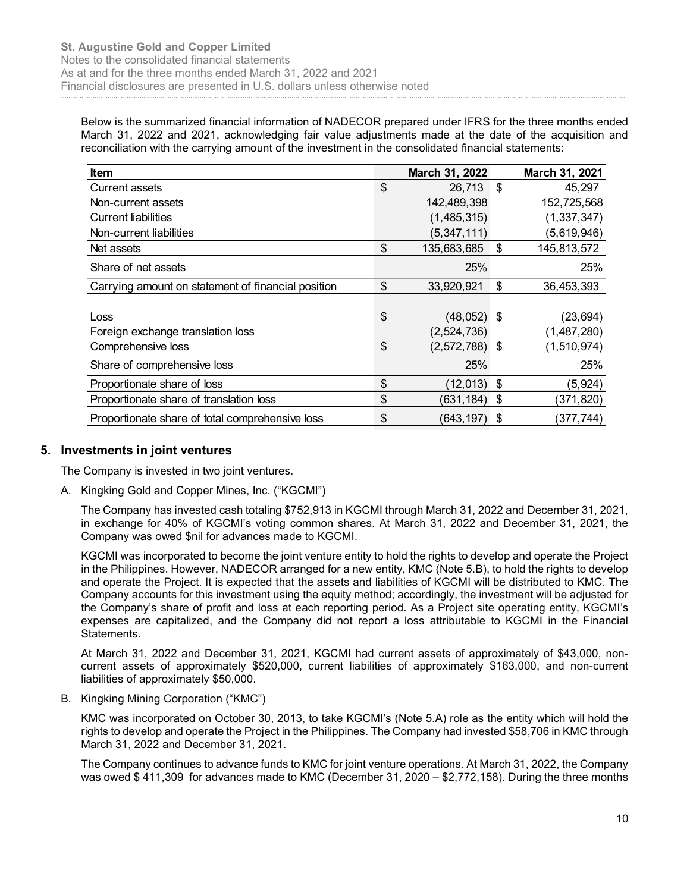Below is the summarized financial information of NADECOR prepared under IFRS for the three months ended March 31, 2022 and 2021, acknowledging fair value adjustments made at the date of the acquisition and reconciliation with the carrying amount of the investment in the consolidated financial statements:

| Item | March 31, 2022 | March 31, 2021 |
|---|---|---|
| Current assets | $ 26,713 | $ 45,297 |
| Non-current assets | 142,489,398 | 152,725,568 |
| Current liabilities | (1,485,315) | (1,337,347) |
| Non-current liabilities | (5,347,111) | (5,619,946) |
| Net assets | $ 135,683,685 | $ 145,813,572 |
| Share of net assets | 25% | 25% |
| Carrying amount on statement of financial position | $ 33,920,921 | $ 36,453,393 |
| | | |
| Loss | $ (48,052) | $ (23,694) |
| Foreign exchange translation loss | (2,524,736) | (1,487,280) |
| Comprehensive loss | $ (2,572,788) | $ (1,510,974) |
| Share of comprehensive loss | 25% | 25% |
| Proportionate share of loss | $ (12,013) | $ (5,924) |
| Proportionate share of translation loss | $ (631,184) | $ (371,820) |
| Proportionate share of total comprehensive loss | $ (643,197) | $ (377,744) |

## 5. Investments in joint ventures

The Company is invested in two joint ventures.

A. Kingking Gold and Copper Mines, Inc. ("KGCMI")

The Company has invested cash totaling $752,913 in KGCMI through March 31, 2022 and December 31, 2021, in exchange for 40% of KGCMI's voting common shares. At March 31, 2022 and December 31, 2021, the Company was owed $nil for advances made to KGCMI.

KGCMI was incorporated to become the joint venture entity to hold the rights to develop and operate the Project in the Philippines. However, NADECOR arranged for a new entity, KMC (Note 5.B), to hold the rights to develop and operate the Project. It is expected that the assets and liabilities of KGCMI will be distributed to KMC. The Company accounts for this investment using the equity method; accordingly, the investment will be adjusted for the Company's share of profit and loss at each reporting period. As a Project site operating entity, KGCMI's expenses are capitalized, and the Company did not report a loss attributable to KGCMI in the Financial Statements.

At March 31, 2022 and December 31, 2021, KGCMI had current assets of approximately of $43,000, non-current assets of approximately $520,000, current liabilities of approximately $163,000, and non-current liabilities of approximately $50,000.

B. Kingking Mining Corporation ("KMC")

KMC was incorporated on October 30, 2013, to take KGCMI's (Note 5.A) role as the entity which will hold the rights to develop and operate the Project in the Philippines. The Company had invested $58,706 in KMC through March 31, 2022 and December 31, 2021.

The Company continues to advance funds to KMC for joint venture operations. At March 31, 2022, the Company was owed $ 411,309 for advances made to KMC (December 31, 2020 – $2,772,158). During the three months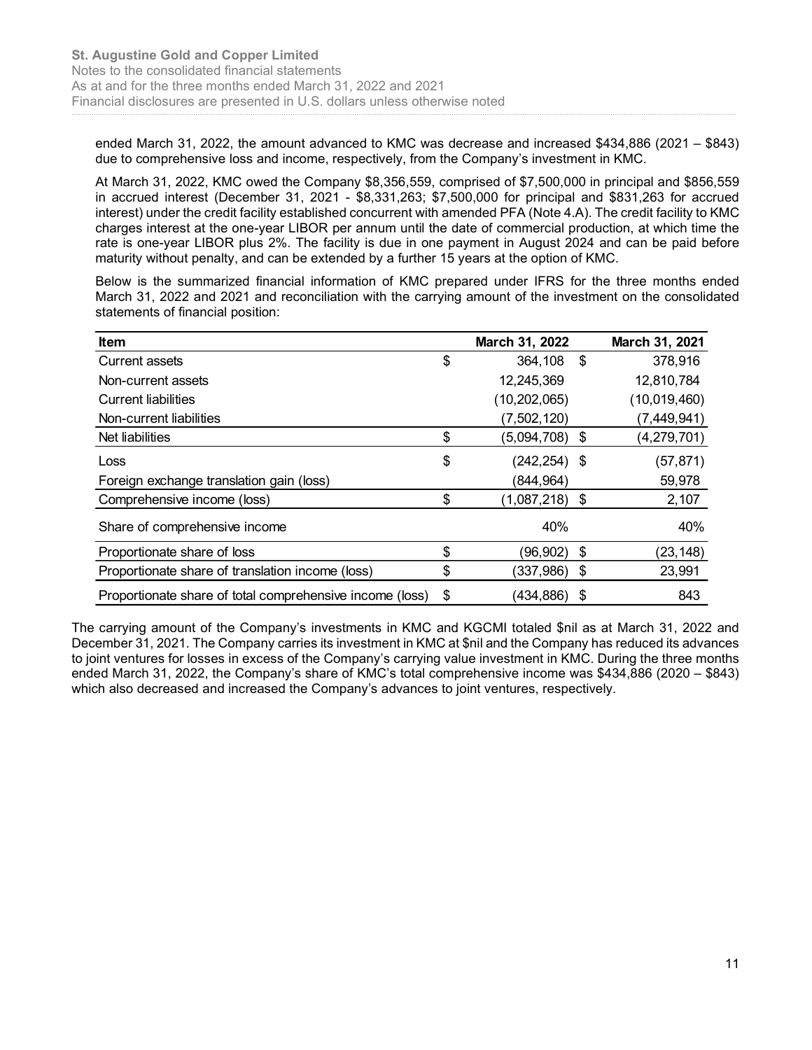ended March 31, 2022, the amount advanced to KMC was decrease and increased $434,886 (2021 – $843) due to comprehensive loss and income, respectively, from the Company's investment in KMC.

At March 31, 2022, KMC owed the Company $8,356,559, comprised of $7,500,000 in principal and $856,559 in accrued interest (December 31, 2021 - $8,331,263; $7,500,000 for principal and $831,263 for accrued interest) under the credit facility established concurrent with amended PFA (Note 4.A). The credit facility to KMC charges interest at the one-year LIBOR per annum until the date of commercial production, at which time the rate is one-year LIBOR plus 2%. The facility is due in one payment in August 2024 and can be paid before maturity without penalty, and can be extended by a further 15 years at the option of KMC.

Below is the summarized financial information of KMC prepared under IFRS for the three months ended March 31, 2022 and 2021 and reconciliation with the carrying amount of the investment on the consolidated statements of financial position:

| Item | March 31, 2022 | March 31, 2021 |
|---|---|---|
| Current assets | $ 364,108 | $ 378,916 |
| Non-current assets | 12,245,369 | 12,810,784 |
| Current liabilities | (10,202,065) | (10,019,460) |
| Non-current liabilities | (7,502,120) | (7,449,941) |
| Net liabilities | $ (5,094,708) | $ (4,279,701) |
| Loss | $ (242,254) | $ (57,871) |
| Foreign exchange translation gain (loss) | (844,964) | 59,978 |
| Comprehensive income (loss) | $ (1,087,218) | $ 2,107 |
| Share of comprehensive income | 40% | 40% |
| Proportionate share of loss | $ (96,902) | $ (23,148) |
| Proportionate share of translation income (loss) | $ (337,986) | $ 23,991 |
| Proportionate share of total comprehensive income (loss) | $ (434,886) | $ 843 |

The carrying amount of the Company's investments in KMC and KGCMI totaled $nil as at March 31, 2022 and December 31, 2021. The Company carries its investment in KMC at $nil and the Company has reduced its advances to joint ventures for losses in excess of the Company's carrying value investment in KMC. During the three months ended March 31, 2022, the Company's share of KMC's total comprehensive income was $434,886 (2020 – $843) which also decreased and increased the Company's advances to joint ventures, respectively.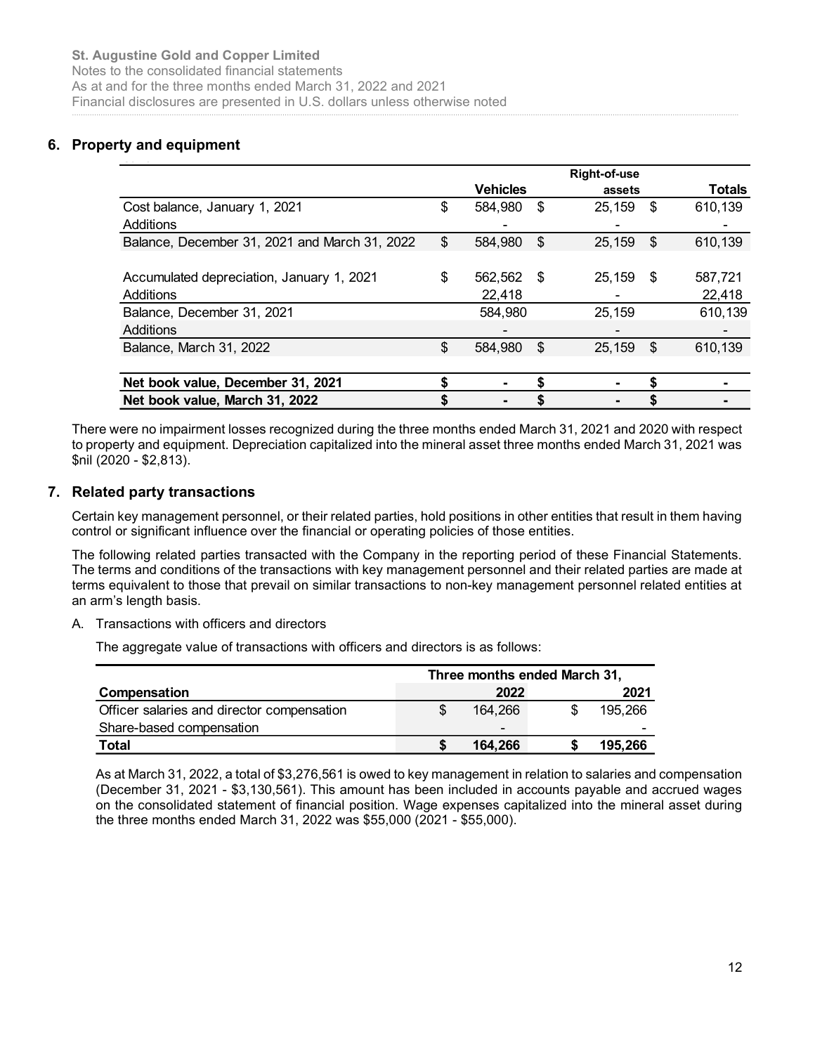## 6. Property and equipment

| | Vehicles | Right-of-use assets | Totals |
|---|---|---|---|
| Cost balance, January 1, 2021 | $ 584,980 | $ 25,159 | $ 610,139 |
| Additions | - | - | - |
| Balance, December 31, 2021 and March 31, 2022 | $ 584,980 | $ 25,159 | $ 610,139 |
| | | | |
| Accumulated depreciation, January 1, 2021 | $ 562,562 | $ 25,159 | $ 587,721 |
| Additions | 22,418 | - | 22,418 |
| Balance, December 31, 2021 | 584,980 | 25,159 | 610,139 |
| Additions | - | - | - |
| Balance, March 31, 2022 | $ 584,980 | $ 25,159 | $ 610,139 |
| | | | |
| **Net book value, December 31, 2021** | **$ -** | **$ -** | **$ -** |
| **Net book value, March 31, 2022** | **$ -** | **$ -** | **$ -** |

There were no impairment losses recognized during the three months ended March 31, 2021 and 2020 with respect to property and equipment. Depreciation capitalized into the mineral asset three months ended March 31, 2021 was $nil (2020 - $2,813).

## 7. Related party transactions

Certain key management personnel, or their related parties, hold positions in other entities that result in them having control or significant influence over the financial or operating policies of those entities.

The following related parties transacted with the Company in the reporting period of these Financial Statements. The terms and conditions of the transactions with key management personnel and their related parties are made at terms equivalent to those that prevail on similar transactions to non-key management personnel related entities at an arm's length basis.

A. Transactions with officers and directors

The aggregate value of transactions with officers and directors is as follows:

| | Three months ended March 31, | |
|---|---|---|
| **Compensation** | **2022** | **2021** |
| Officer salaries and director compensation | $ 164,266 | $ 195,266 |
| Share-based compensation | - | - |
| **Total** | **$ 164,266** | **$ 195,266** |

As at March 31, 2022, a total of $3,276,561 is owed to key management in relation to salaries and compensation (December 31, 2021 - $3,130,561). This amount has been included in accounts payable and accrued wages on the consolidated statement of financial position. Wage expenses capitalized into the mineral asset during the three months ended March 31, 2022 was $55,000 (2021 - $55,000).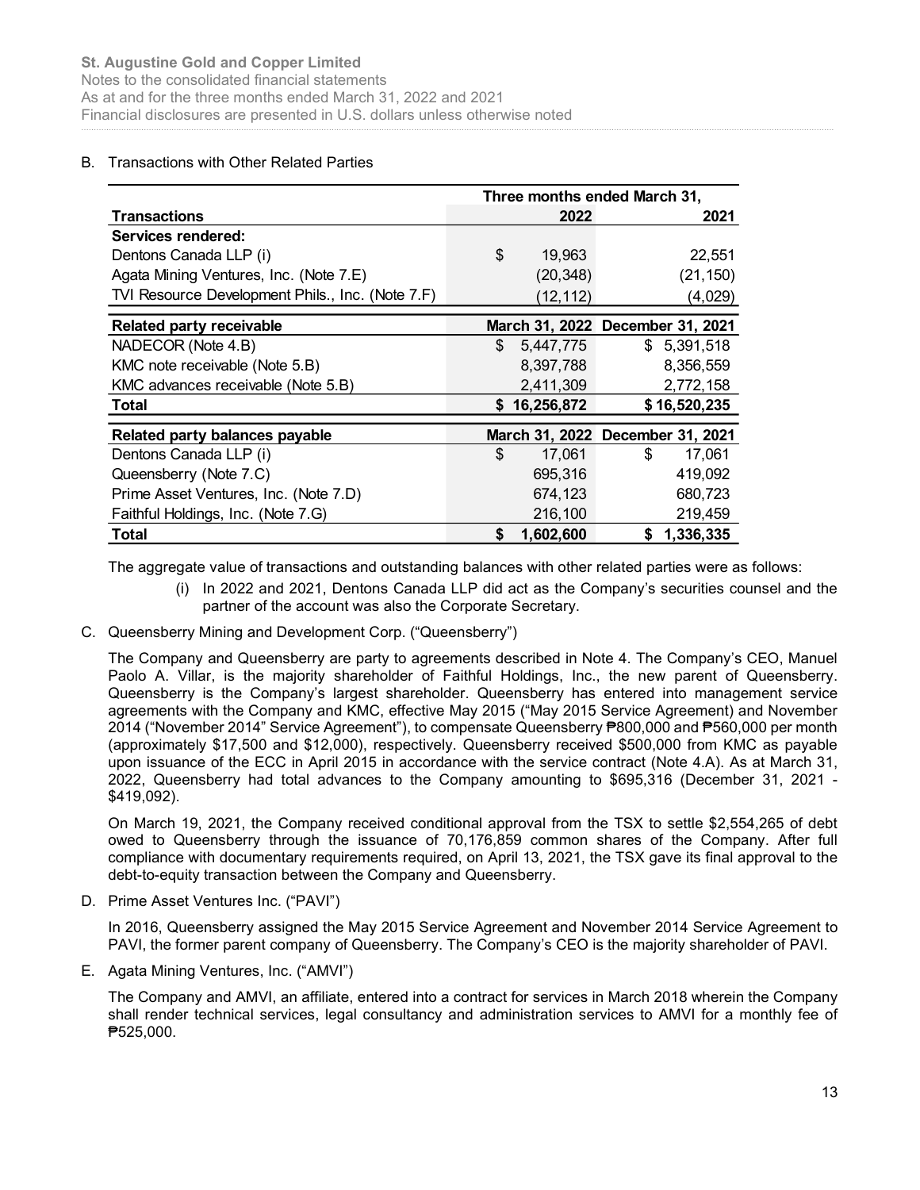B. Transactions with Other Related Parties

| | Three months ended March 31, | |
|---|---|---|
| **Transactions** | **2022** | **2021** |
| **Services rendered:** | | |
| Dentons Canada LLP (i) | $ 19,963 | 22,551 |
| Agata Mining Ventures, Inc. (Note 7.E) | (20,348) | (21,150) |
| TVI Resource Development Phils., Inc. (Note 7.F) | (12,112) | (4,029) |

| **Related party receivable** | **March 31, 2022** | **December 31, 2021** |
|---|---|---|
| NADECOR (Note 4.B) | $ 5,447,775 | $ 5,391,518 |
| KMC note receivable (Note 5.B) | 8,397,788 | 8,356,559 |
| KMC advances receivable (Note 5.B) | 2,411,309 | 2,772,158 |
| **Total** | **$ 16,256,872** | **$ 16,520,235** |

| **Related party balances payable** | **March 31, 2022** | **December 31, 2021** |
|---|---|---|
| Dentons Canada LLP (i) | $ 17,061 | $ 17,061 |
| Queensberry (Note 7.C) | 695,316 | 419,092 |
| Prime Asset Ventures, Inc. (Note 7.D) | 674,123 | 680,723 |
| Faithful Holdings, Inc. (Note 7.G) | 216,100 | 219,459 |
| **Total** | **$ 1,602,600** | **$ 1,336,335** |

The aggregate value of transactions and outstanding balances with other related parties were as follows:

(i) In 2022 and 2021, Dentons Canada LLP did act as the Company's securities counsel and the partner of the account was also the Corporate Secretary.

C. Queensberry Mining and Development Corp. ("Queensberry")

The Company and Queensberry are party to agreements described in Note 4. The Company's CEO, Manuel Paolo A. Villar, is the majority shareholder of Faithful Holdings, Inc., the new parent of Queensberry. Queensberry is the Company's largest shareholder. Queensberry has entered into management service agreements with the Company and KMC, effective May 2015 ("May 2015 Service Agreement) and November 2014 ("November 2014" Service Agreement"), to compensate Queensberry ₱800,000 and ₱560,000 per month (approximately $17,500 and $12,000), respectively. Queensberry received $500,000 from KMC as payable upon issuance of the ECC in April 2015 in accordance with the service contract (Note 4.A). As at March 31, 2022, Queensberry had total advances to the Company amounting to $695,316 (December 31, 2021 - $419,092).

On March 19, 2021, the Company received conditional approval from the TSX to settle $2,554,265 of debt owed to Queensberry through the issuance of 70,176,859 common shares of the Company. After full compliance with documentary requirements required, on April 13, 2021, the TSX gave its final approval to the debt-to-equity transaction between the Company and Queensberry.

D. Prime Asset Ventures Inc. ("PAVI")

In 2016, Queensberry assigned the May 2015 Service Agreement and November 2014 Service Agreement to PAVI, the former parent company of Queensberry. The Company's CEO is the majority shareholder of PAVI.

E. Agata Mining Ventures, Inc. ("AMVI")

The Company and AMVI, an affiliate, entered into a contract for services in March 2018 wherein the Company shall render technical services, legal consultancy and administration services to AMVI for a monthly fee of ₱525,000.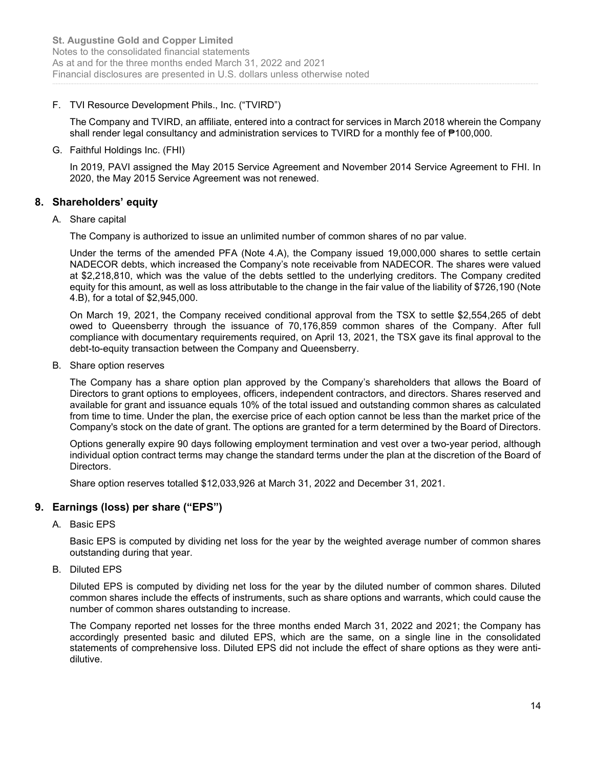F. TVI Resource Development Phils., Inc. ("TVIRD")

The Company and TVIRD, an affiliate, entered into a contract for services in March 2018 wherein the Company shall render legal consultancy and administration services to TVIRD for a monthly fee of ₱100,000.

G. Faithful Holdings Inc. (FHI)

In 2019, PAVI assigned the May 2015 Service Agreement and November 2014 Service Agreement to FHI. In 2020, the May 2015 Service Agreement was not renewed.

## 8. Shareholders' equity

A. Share capital

The Company is authorized to issue an unlimited number of common shares of no par value.

Under the terms of the amended PFA (Note 4.A), the Company issued 19,000,000 shares to settle certain NADECOR debts, which increased the Company's note receivable from NADECOR. The shares were valued at $2,218,810, which was the value of the debts settled to the underlying creditors. The Company credited equity for this amount, as well as loss attributable to the change in the fair value of the liability of $726,190 (Note 4.B), for a total of $2,945,000.

On March 19, 2021, the Company received conditional approval from the TSX to settle $2,554,265 of debt owed to Queensberry through the issuance of 70,176,859 common shares of the Company. After full compliance with documentary requirements required, on April 13, 2021, the TSX gave its final approval to the debt-to-equity transaction between the Company and Queensberry.

B. Share option reserves

The Company has a share option plan approved by the Company's shareholders that allows the Board of Directors to grant options to employees, officers, independent contractors, and directors. Shares reserved and available for grant and issuance equals 10% of the total issued and outstanding common shares as calculated from time to time. Under the plan, the exercise price of each option cannot be less than the market price of the Company's stock on the date of grant. The options are granted for a term determined by the Board of Directors.

Options generally expire 90 days following employment termination and vest over a two-year period, although individual option contract terms may change the standard terms under the plan at the discretion of the Board of Directors.

Share option reserves totalled $12,033,926 at March 31, 2022 and December 31, 2021.

## 9. Earnings (loss) per share ("EPS")

A. Basic EPS

Basic EPS is computed by dividing net loss for the year by the weighted average number of common shares outstanding during that year.

B. Diluted EPS

Diluted EPS is computed by dividing net loss for the year by the diluted number of common shares. Diluted common shares include the effects of instruments, such as share options and warrants, which could cause the number of common shares outstanding to increase.

The Company reported net losses for the three months ended March 31, 2022 and 2021; the Company has accordingly presented basic and diluted EPS, which are the same, on a single line in the consolidated statements of comprehensive loss. Diluted EPS did not include the effect of share options as they were anti-dilutive.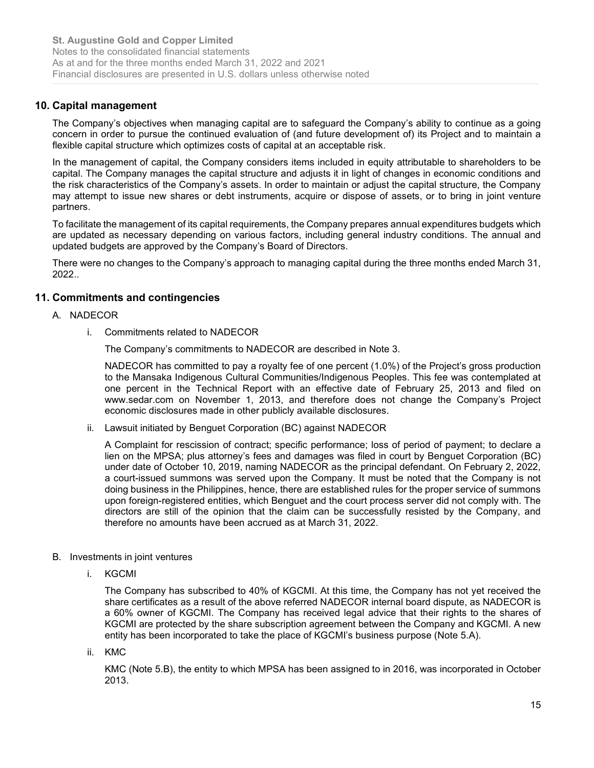## 10. Capital management

The Company's objectives when managing capital are to safeguard the Company's ability to continue as a going concern in order to pursue the continued evaluation of (and future development of) its Project and to maintain a flexible capital structure which optimizes costs of capital at an acceptable risk.

In the management of capital, the Company considers items included in equity attributable to shareholders to be capital. The Company manages the capital structure and adjusts it in light of changes in economic conditions and the risk characteristics of the Company's assets. In order to maintain or adjust the capital structure, the Company may attempt to issue new shares or debt instruments, acquire or dispose of assets, or to bring in joint venture partners.

To facilitate the management of its capital requirements, the Company prepares annual expenditures budgets which are updated as necessary depending on various factors, including general industry conditions. The annual and updated budgets are approved by the Company's Board of Directors.

There were no changes to the Company's approach to managing capital during the three months ended March 31, 2022..

## 11. Commitments and contingencies

A. NADECOR

i. Commitments related to NADECOR

The Company's commitments to NADECOR are described in Note 3.

NADECOR has committed to pay a royalty fee of one percent (1.0%) of the Project's gross production to the Mansaka Indigenous Cultural Communities/Indigenous Peoples. This fee was contemplated at one percent in the Technical Report with an effective date of February 25, 2013 and filed on www.sedar.com on November 1, 2013, and therefore does not change the Company's Project economic disclosures made in other publicly available disclosures.

ii. Lawsuit initiated by Benguet Corporation (BC) against NADECOR

A Complaint for rescission of contract; specific performance; loss of period of payment; to declare a lien on the MPSA; plus attorney's fees and damages was filed in court by Benguet Corporation (BC) under date of October 10, 2019, naming NADECOR as the principal defendant. On February 2, 2022, a court-issued summons was served upon the Company. It must be noted that the Company is not doing business in the Philippines, hence, there are established rules for the proper service of summons upon foreign-registered entities, which Benguet and the court process server did not comply with. The directors are still of the opinion that the claim can be successfully resisted by the Company, and therefore no amounts have been accrued as at March 31, 2022.

B. Investments in joint ventures

i. KGCMI

The Company has subscribed to 40% of KGCMI. At this time, the Company has not yet received the share certificates as a result of the above referred NADECOR internal board dispute, as NADECOR is a 60% owner of KGCMI. The Company has received legal advice that their rights to the shares of KGCMI are protected by the share subscription agreement between the Company and KGCMI. A new entity has been incorporated to take the place of KGCMI's business purpose (Note 5.A).

ii. KMC

KMC (Note 5.B), the entity to which MPSA has been assigned to in 2016, was incorporated in October 2013.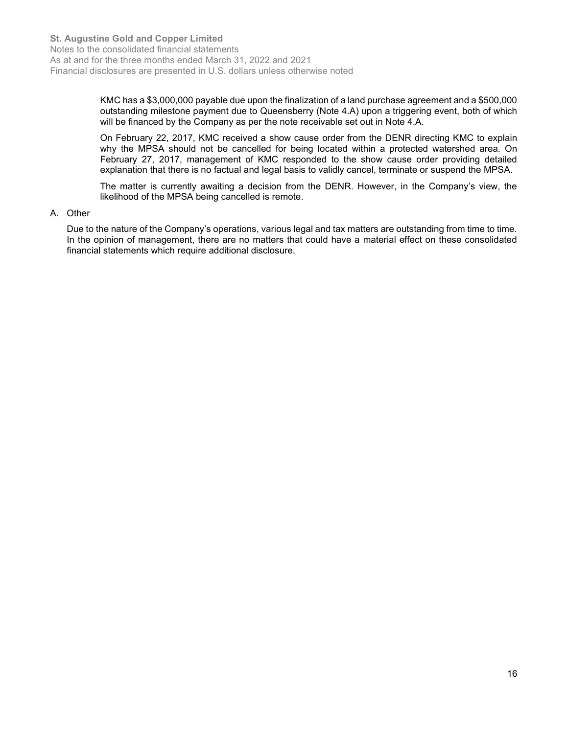KMC has a $3,000,000 payable due upon the finalization of a land purchase agreement and a $500,000 outstanding milestone payment due to Queensberry (Note 4.A) upon a triggering event, both of which will be financed by the Company as per the note receivable set out in Note 4.A.

On February 22, 2017, KMC received a show cause order from the DENR directing KMC to explain why the MPSA should not be cancelled for being located within a protected watershed area. On February 27, 2017, management of KMC responded to the show cause order providing detailed explanation that there is no factual and legal basis to validly cancel, terminate or suspend the MPSA.

The matter is currently awaiting a decision from the DENR. However, in the Company's view, the likelihood of the MPSA being cancelled is remote.

A. Other

Due to the nature of the Company's operations, various legal and tax matters are outstanding from time to time. In the opinion of management, there are no matters that could have a material effect on these consolidated financial statements which require additional disclosure.